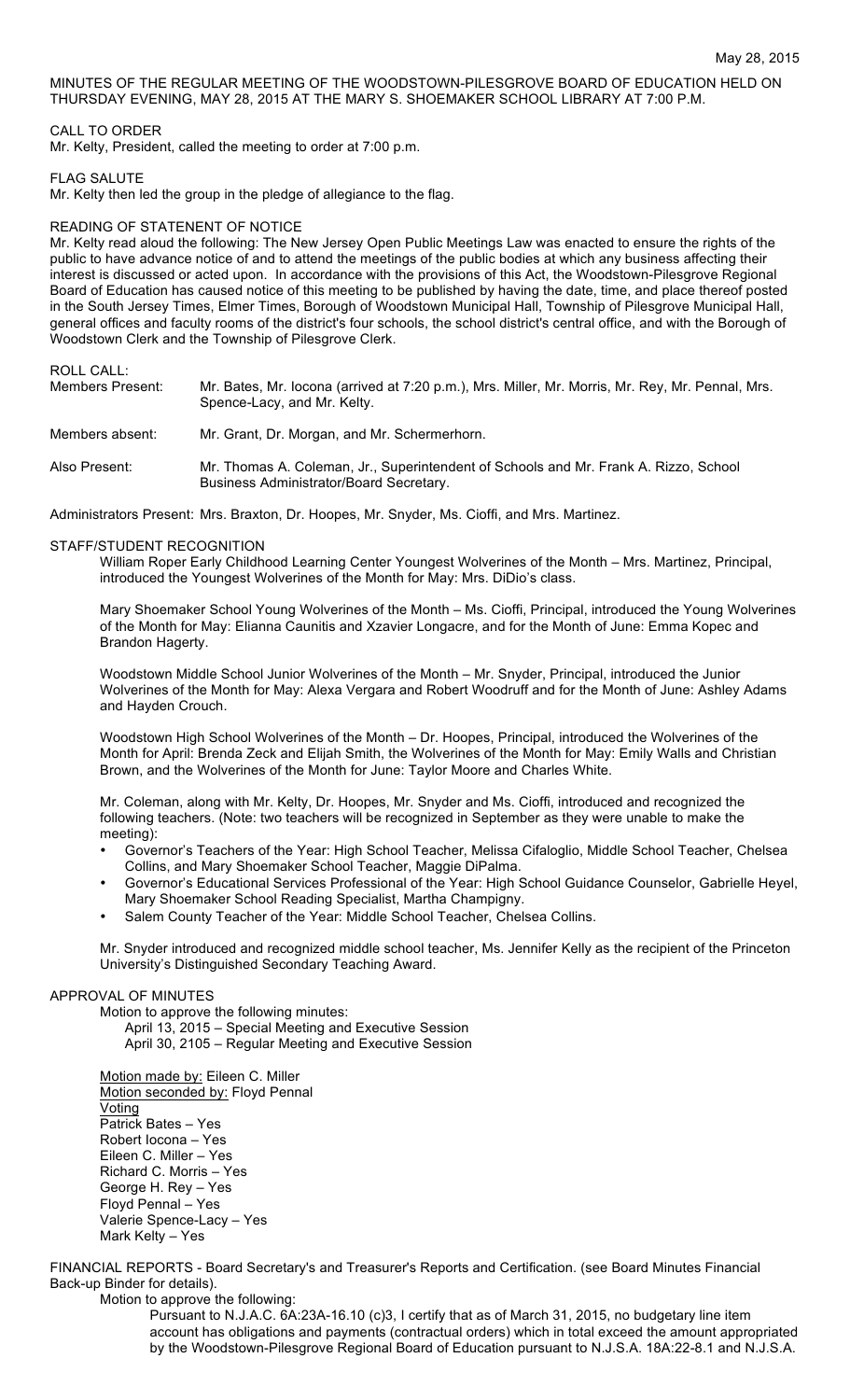May 28, 2015

MINUTES OF THE REGULAR MEETING OF THE WOODSTOWN-PILESGROVE BOARD OF EDUCATION HELD ON THURSDAY EVENING, MAY 28, 2015 AT THE MARY S. SHOEMAKER SCHOOL LIBRARY AT 7:00 P.M.

CALL TO ORDER
Mr. Kelty, President, called the meeting to order at 7:00 p.m.

FLAG SALUTE
Mr. Kelty then led the group in the pledge of allegiance to the flag.

READING OF STATENENT OF NOTICE
Mr. Kelty read aloud the following: The New Jersey Open Public Meetings Law was enacted to ensure the rights of the public to have advance notice of and to attend the meetings of the public bodies at which any business affecting their interest is discussed or acted upon. In accordance with the provisions of this Act, the Woodstown-Pilesgrove Regional Board of Education has caused notice of this meeting to be published by having the date, time, and place thereof posted in the South Jersey Times, Elmer Times, Borough of Woodstown Municipal Hall, Township of Pilesgrove Municipal Hall, general offices and faculty rooms of the district's four schools, the school district's central office, and with the Borough of Woodstown Clerk and the Township of Pilesgrove Clerk.

ROLL CALL:

Members Present: Mr. Bates, Mr. Iocona (arrived at 7:20 p.m.), Mrs. Miller, Mr. Morris, Mr. Rey, Mr. Pennal, Mrs. Spence-Lacy, and Mr. Kelty.

Members absent: Mr. Grant, Dr. Morgan, and Mr. Schermerhorn.

Also Present: Mr. Thomas A. Coleman, Jr., Superintendent of Schools and Mr. Frank A. Rizzo, School Business Administrator/Board Secretary.

Administrators Present: Mrs. Braxton, Dr. Hoopes, Mr. Snyder, Ms. Cioffi, and Mrs. Martinez.

STAFF/STUDENT RECOGNITION

William Roper Early Childhood Learning Center Youngest Wolverines of the Month – Mrs. Martinez, Principal, introduced the Youngest Wolverines of the Month for May: Mrs. DiDio's class.

Mary Shoemaker School Young Wolverines of the Month – Ms. Cioffi, Principal, introduced the Young Wolverines of the Month for May: Elianna Caunitis and Xzavier Longacre, and for the Month of June: Emma Kopec and Brandon Hagerty.

Woodstown Middle School Junior Wolverines of the Month – Mr. Snyder, Principal, introduced the Junior Wolverines of the Month for May: Alexa Vergara and Robert Woodruff and for the Month of June: Ashley Adams and Hayden Crouch.

Woodstown High School Wolverines of the Month – Dr. Hoopes, Principal, introduced the Wolverines of the Month for April: Brenda Zeck and Elijah Smith, the Wolverines of the Month for May: Emily Walls and Christian Brown, and the Wolverines of the Month for June: Taylor Moore and Charles White.

Mr. Coleman, along with Mr. Kelty, Dr. Hoopes, Mr. Snyder and Ms. Cioffi, introduced and recognized the following teachers. (Note: two teachers will be recognized in September as they were unable to make the meeting):

- Governor's Teachers of the Year: High School Teacher, Melissa Cifaloglio, Middle School Teacher, Chelsea Collins, and Mary Shoemaker School Teacher, Maggie DiPalma.
- Governor's Educational Services Professional of the Year: High School Guidance Counselor, Gabrielle Heyel, Mary Shoemaker School Reading Specialist, Martha Champigny.
- Salem County Teacher of the Year: Middle School Teacher, Chelsea Collins.

Mr. Snyder introduced and recognized middle school teacher, Ms. Jennifer Kelly as the recipient of the Princeton University's Distinguished Secondary Teaching Award.

APPROVAL OF MINUTES

Motion to approve the following minutes:
April 13, 2015 – Special Meeting and Executive Session
April 30, 2105 – Regular Meeting and Executive Session

Motion made by: Eileen C. Miller
Motion seconded by: Floyd Pennal
Voting
Patrick Bates – Yes
Robert Iocona – Yes
Eileen C. Miller – Yes
Richard C. Morris – Yes
George H. Rey – Yes
Floyd Pennal – Yes
Valerie Spence-Lacy – Yes
Mark Kelty – Yes

FINANCIAL REPORTS - Board Secretary's and Treasurer's Reports and Certification. (see Board Minutes Financial Back-up Binder for details).

Motion to approve the following:

Pursuant to N.J.A.C. 6A:23A-16.10 (c)3, I certify that as of March 31, 2015, no budgetary line item account has obligations and payments (contractual orders) which in total exceed the amount appropriated by the Woodstown-Pilesgrove Regional Board of Education pursuant to N.J.S.A. 18A:22-8.1 and N.J.S.A.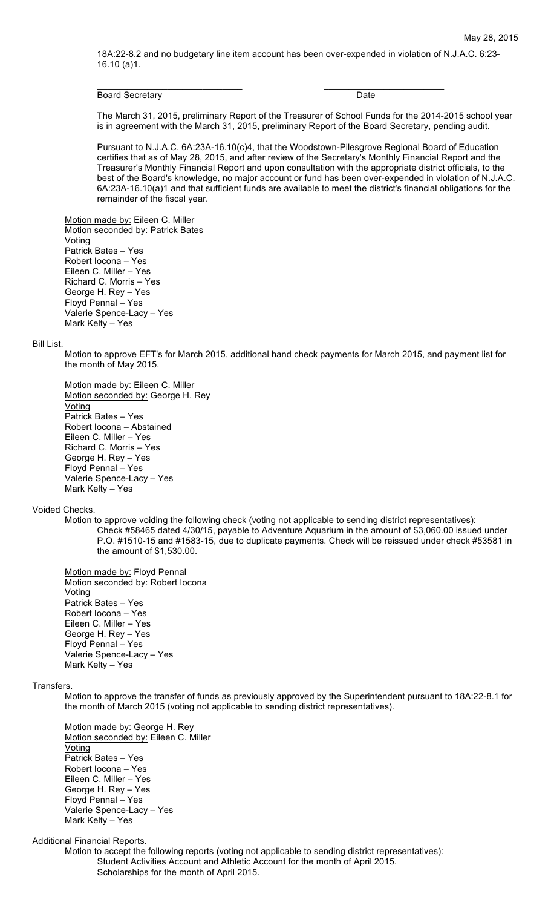18A:22-8.2 and no budgetary line item account has been over-expended in violation of N.J.A.C. 6:23-16.10 (a)1.

\_\_\_\_\_\_\_\_\_\_\_\_\_\_\_\_\_\_\_\_\_\_\_\_\_\_\_\_\_\_ \_\_\_\_\_\_\_\_\_\_\_\_\_\_\_\_\_\_\_\_\_\_\_\_\_\_
Board Secretary Date

The March 31, 2015, preliminary Report of the Treasurer of School Funds for the 2014-2015 school year is in agreement with the March 31, 2015, preliminary Report of the Board Secretary, pending audit.

Pursuant to N.J.A.C. 6A:23A-16.10(c)4, that the Woodstown-Pilesgrove Regional Board of Education certifies that as of May 28, 2015, and after review of the Secretary's Monthly Financial Report and the Treasurer's Monthly Financial Report and upon consultation with the appropriate district officials, to the best of the Board's knowledge, no major account or fund has been over-expended in violation of N.J.A.C. 6A:23A-16.10(a)1 and that sufficient funds are available to meet the district's financial obligations for the remainder of the fiscal year.

Motion made by: Eileen C. Miller
Motion seconded by: Patrick Bates
Voting
Patrick Bates – Yes
Robert Iocona – Yes
Eileen C. Miller – Yes
Richard C. Morris – Yes
George H. Rey – Yes
Floyd Pennal – Yes
Valerie Spence-Lacy – Yes
Mark Kelty – Yes

Bill List.

Motion to approve EFT's for March 2015, additional hand check payments for March 2015, and payment list for the month of May 2015.

Motion made by: Eileen C. Miller
Motion seconded by: George H. Rey
Voting
Patrick Bates – Yes
Robert Iocona – Abstained
Eileen C. Miller – Yes
Richard C. Morris – Yes
George H. Rey – Yes
Floyd Pennal – Yes
Valerie Spence-Lacy – Yes
Mark Kelty – Yes

Voided Checks.

Motion to approve voiding the following check (voting not applicable to sending district representatives):
Check #58465 dated 4/30/15, payable to Adventure Aquarium in the amount of $3,060.00 issued under P.O. #1510-15 and #1583-15, due to duplicate payments. Check will be reissued under check #53581 in the amount of $1,530.00.

Motion made by: Floyd Pennal
Motion seconded by: Robert Iocona
Voting
Patrick Bates – Yes
Robert Iocona – Yes
Eileen C. Miller – Yes
George H. Rey – Yes
Floyd Pennal – Yes
Valerie Spence-Lacy – Yes
Mark Kelty – Yes

Transfers.

Motion to approve the transfer of funds as previously approved by the Superintendent pursuant to 18A:22-8.1 for the month of March 2015 (voting not applicable to sending district representatives).

Motion made by: George H. Rey
Motion seconded by: Eileen C. Miller
Voting
Patrick Bates – Yes
Robert Iocona – Yes
Eileen C. Miller – Yes
George H. Rey – Yes
Floyd Pennal – Yes
Valerie Spence-Lacy – Yes
Mark Kelty – Yes

Additional Financial Reports.

Motion to accept the following reports (voting not applicable to sending district representatives):
Student Activities Account and Athletic Account for the month of April 2015.
Scholarships for the month of April 2015.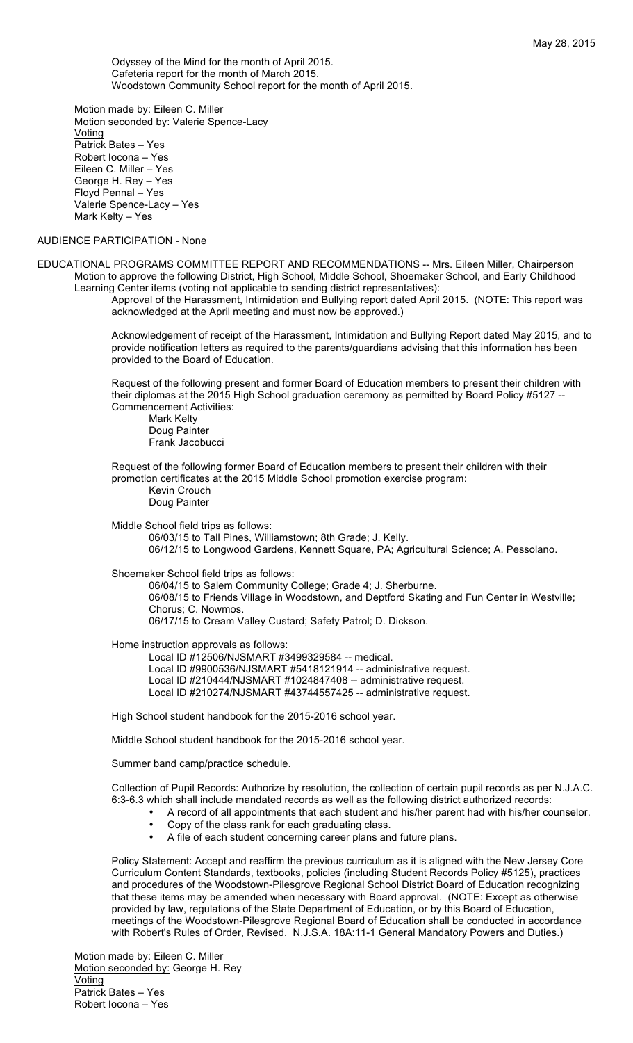Odyssey of the Mind for the month of April 2015.
Cafeteria report for the month of March 2015.
Woodstown Community School report for the month of April 2015.

Motion made by: Eileen C. Miller
Motion seconded by: Valerie Spence-Lacy
Voting
Patrick Bates – Yes
Robert Iocona – Yes
Eileen C. Miller – Yes
George H. Rey – Yes
Floyd Pennal – Yes
Valerie Spence-Lacy – Yes
Mark Kelty – Yes

AUDIENCE PARTICIPATION - None

EDUCATIONAL PROGRAMS COMMITTEE REPORT AND RECOMMENDATIONS -- Mrs. Eileen Miller, Chairperson

Motion to approve the following District, High School, Middle School, Shoemaker School, and Early Childhood Learning Center items (voting not applicable to sending district representatives):

Approval of the Harassment, Intimidation and Bullying report dated April 2015. (NOTE: This report was acknowledged at the April meeting and must now be approved.)

Acknowledgement of receipt of the Harassment, Intimidation and Bullying Report dated May 2015, and to provide notification letters as required to the parents/guardians advising that this information has been provided to the Board of Education.

Request of the following present and former Board of Education members to present their children with their diplomas at the 2015 High School graduation ceremony as permitted by Board Policy #5127 -- Commencement Activities:

Mark Kelty
Doug Painter
Frank Jacobucci

Request of the following former Board of Education members to present their children with their promotion certificates at the 2015 Middle School promotion exercise program:

Kevin Crouch
Doug Painter

Middle School field trips as follows:

06/03/15 to Tall Pines, Williamstown; 8th Grade; J. Kelly.
06/12/15 to Longwood Gardens, Kennett Square, PA; Agricultural Science; A. Pessolano.

Shoemaker School field trips as follows:

06/04/15 to Salem Community College; Grade 4; J. Sherburne.
06/08/15 to Friends Village in Woodstown, and Deptford Skating and Fun Center in Westville; Chorus; C. Nowmos.
06/17/15 to Cream Valley Custard; Safety Patrol; D. Dickson.

Home instruction approvals as follows:

Local ID #12506/NJSMART #3499329584 -- medical.
Local ID #9900536/NJSMART #5418121914 -- administrative request.
Local ID #210444/NJSMART #1024847408 -- administrative request.
Local ID #210274/NJSMART #43744557425 -- administrative request.

High School student handbook for the 2015-2016 school year.

Middle School student handbook for the 2015-2016 school year.

Summer band camp/practice schedule.

Collection of Pupil Records: Authorize by resolution, the collection of certain pupil records as per N.J.A.C. 6:3-6.3 which shall include mandated records as well as the following district authorized records:

- A record of all appointments that each student and his/her parent had with his/her counselor.
- Copy of the class rank for each graduating class.
- A file of each student concerning career plans and future plans.

Policy Statement: Accept and reaffirm the previous curriculum as it is aligned with the New Jersey Core Curriculum Content Standards, textbooks, policies (including Student Records Policy #5125), practices and procedures of the Woodstown-Pilesgrove Regional School District Board of Education recognizing that these items may be amended when necessary with Board approval. (NOTE: Except as otherwise provided by law, regulations of the State Department of Education, or by this Board of Education, meetings of the Woodstown-Pilesgrove Regional Board of Education shall be conducted in accordance with Robert's Rules of Order, Revised. N.J.S.A. 18A:11-1 General Mandatory Powers and Duties.)

Motion made by: Eileen C. Miller
Motion seconded by: George H. Rey
Voting
Patrick Bates – Yes
Robert Iocona – Yes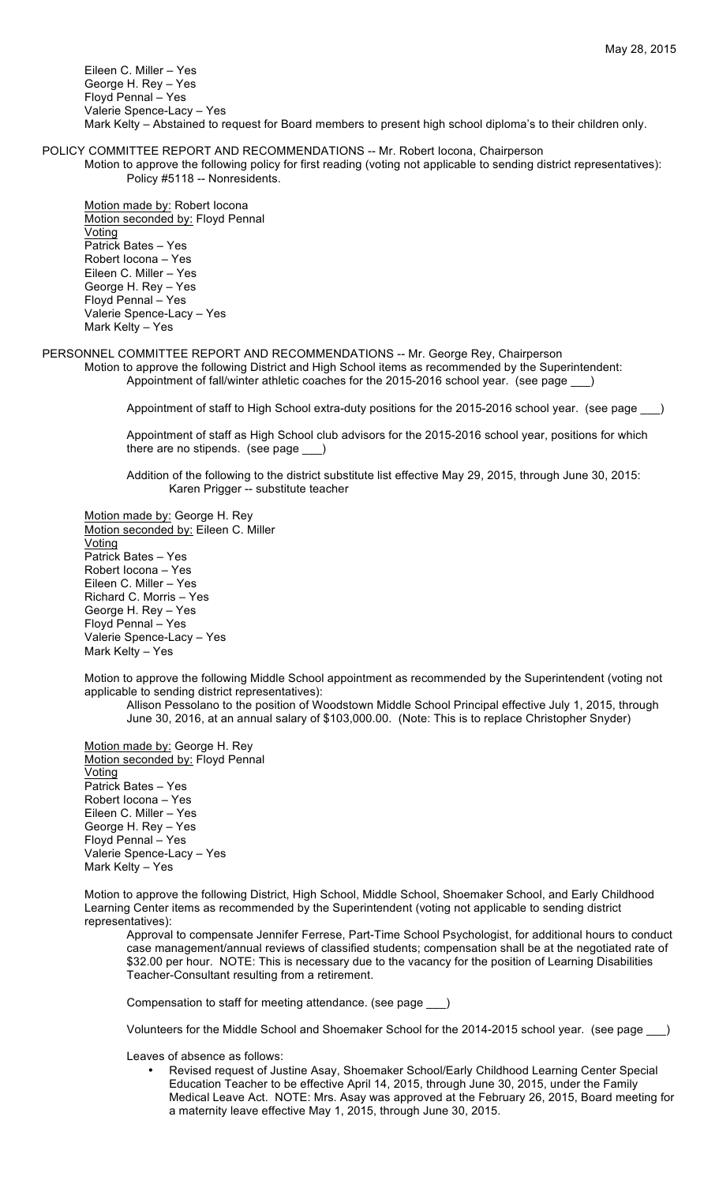Eileen C. Miller – Yes
George H. Rey – Yes
Floyd Pennal – Yes
Valerie Spence-Lacy – Yes
Mark Kelty – Abstained to request for Board members to present high school diploma's to their children only.

POLICY COMMITTEE REPORT AND RECOMMENDATIONS -- Mr. Robert Iocona, Chairperson

Motion to approve the following policy for first reading (voting not applicable to sending district representatives):
Policy #5118 -- Nonresidents.

Motion made by: Robert Iocona
Motion seconded by: Floyd Pennal
Voting
Patrick Bates – Yes
Robert Iocona – Yes
Eileen C. Miller – Yes
George H. Rey – Yes
Floyd Pennal – Yes
Valerie Spence-Lacy – Yes
Mark Kelty – Yes

PERSONNEL COMMITTEE REPORT AND RECOMMENDATIONS -- Mr. George Rey, Chairperson

Motion to approve the following District and High School items as recommended by the Superintendent:
Appointment of fall/winter athletic coaches for the 2015-2016 school year. (see page ___)

Appointment of staff to High School extra-duty positions for the 2015-2016 school year. (see page ___)

Appointment of staff as High School club advisors for the 2015-2016 school year, positions for which there are no stipends. (see page ___)

Addition of the following to the district substitute list effective May 29, 2015, through June 30, 2015:
Karen Prigger -- substitute teacher

Motion made by: George H. Rey
Motion seconded by: Eileen C. Miller
Voting
Patrick Bates – Yes
Robert Iocona – Yes
Eileen C. Miller – Yes
Richard C. Morris – Yes
George H. Rey – Yes
Floyd Pennal – Yes
Valerie Spence-Lacy – Yes
Mark Kelty – Yes

Motion to approve the following Middle School appointment as recommended by the Superintendent (voting not applicable to sending district representatives):
Allison Pessolano to the position of Woodstown Middle School Principal effective July 1, 2015, through June 30, 2016, at an annual salary of $103,000.00. (Note: This is to replace Christopher Snyder)

Motion made by: George H. Rey
Motion seconded by: Floyd Pennal
Voting
Patrick Bates – Yes
Robert Iocona – Yes
Eileen C. Miller – Yes
George H. Rey – Yes
Floyd Pennal – Yes
Valerie Spence-Lacy – Yes
Mark Kelty – Yes

Motion to approve the following District, High School, Middle School, Shoemaker School, and Early Childhood Learning Center items as recommended by the Superintendent (voting not applicable to sending district representatives):

Approval to compensate Jennifer Ferrese, Part-Time School Psychologist, for additional hours to conduct case management/annual reviews of classified students; compensation shall be at the negotiated rate of $32.00 per hour. NOTE: This is necessary due to the vacancy for the position of Learning Disabilities Teacher-Consultant resulting from a retirement.

Compensation to staff for meeting attendance. (see page ___)

Volunteers for the Middle School and Shoemaker School for the 2014-2015 school year. (see page ___)

Leaves of absence as follows:

- Revised request of Justine Asay, Shoemaker School/Early Childhood Learning Center Special Education Teacher to be effective April 14, 2015, through June 30, 2015, under the Family Medical Leave Act. NOTE: Mrs. Asay was approved at the February 26, 2015, Board meeting for a maternity leave effective May 1, 2015, through June 30, 2015.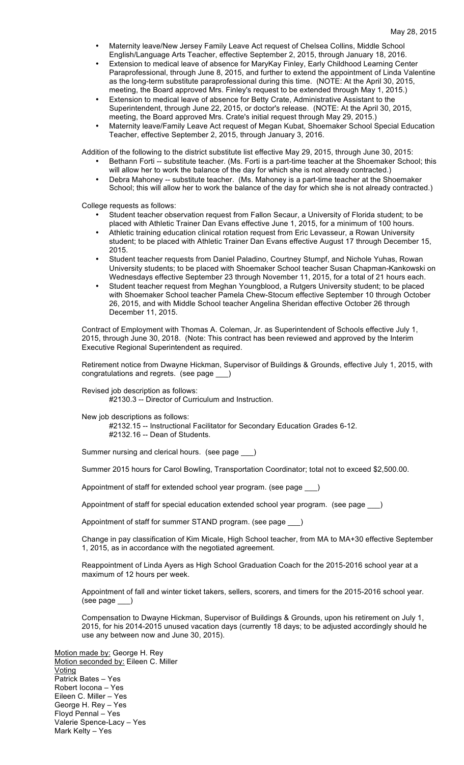May 28, 2015

- Maternity leave/New Jersey Family Leave Act request of Chelsea Collins, Middle School English/Language Arts Teacher, effective September 2, 2015, through January 18, 2016.
- Extension to medical leave of absence for MaryKay Finley, Early Childhood Learning Center Paraprofessional, through June 8, 2015, and further to extend the appointment of Linda Valentine as the long-term substitute paraprofessional during this time. (NOTE: At the April 30, 2015, meeting, the Board approved Mrs. Finley's request to be extended through May 1, 2015.)
- Extension to medical leave of absence for Betty Crate, Administrative Assistant to the Superintendent, through June 22, 2015, or doctor's release. (NOTE: At the April 30, 2015, meeting, the Board approved Mrs. Crate's initial request through May 29, 2015.)
- Maternity leave/Family Leave Act request of Megan Kubat, Shoemaker School Special Education Teacher, effective September 2, 2015, through January 3, 2016.

Addition of the following to the district substitute list effective May 29, 2015, through June 30, 2015:

- Bethann Forti -- substitute teacher. (Ms. Forti is a part-time teacher at the Shoemaker School; this will allow her to work the balance of the day for which she is not already contracted.)
- Debra Mahoney -- substitute teacher. (Ms. Mahoney is a part-time teacher at the Shoemaker School; this will allow her to work the balance of the day for which she is not already contracted.)

College requests as follows:

- Student teacher observation request from Fallon Secaur, a University of Florida student; to be placed with Athletic Trainer Dan Evans effective June 1, 2015, for a minimum of 100 hours.
- Athletic training education clinical rotation request from Eric Levasseur, a Rowan University student; to be placed with Athletic Trainer Dan Evans effective August 17 through December 15, 2015.
- Student teacher requests from Daniel Paladino, Courtney Stumpf, and Nichole Yuhas, Rowan University students; to be placed with Shoemaker School teacher Susan Chapman-Kankowski on Wednesdays effective September 23 through November 11, 2015, for a total of 21 hours each.
- Student teacher request from Meghan Youngblood, a Rutgers University student; to be placed with Shoemaker School teacher Pamela Chew-Stocum effective September 10 through October 26, 2015, and with Middle School teacher Angelina Sheridan effective October 26 through December 11, 2015.

Contract of Employment with Thomas A. Coleman, Jr. as Superintendent of Schools effective July 1, 2015, through June 30, 2018. (Note: This contract has been reviewed and approved by the Interim Executive Regional Superintendent as required.

Retirement notice from Dwayne Hickman, Supervisor of Buildings & Grounds, effective July 1, 2015, with congratulations and regrets. (see page ___)

Revised job description as follows:

#2130.3 -- Director of Curriculum and Instruction.

New job descriptions as follows:

#2132.15 -- Instructional Facilitator for Secondary Education Grades 6-12.
#2132.16 -- Dean of Students.

Summer nursing and clerical hours. (see page ___)

Summer 2015 hours for Carol Bowling, Transportation Coordinator; total not to exceed $2,500.00.

Appointment of staff for extended school year program. (see page ___)

Appointment of staff for special education extended school year program. (see page ___)

Appointment of staff for summer STAND program. (see page ___)

Change in pay classification of Kim Micale, High School teacher, from MA to MA+30 effective September 1, 2015, as in accordance with the negotiated agreement.

Reappointment of Linda Ayers as High School Graduation Coach for the 2015-2016 school year at a maximum of 12 hours per week.

Appointment of fall and winter ticket takers, sellers, scorers, and timers for the 2015-2016 school year. (see page ___)

Compensation to Dwayne Hickman, Supervisor of Buildings & Grounds, upon his retirement on July 1, 2015, for his 2014-2015 unused vacation days (currently 18 days; to be adjusted accordingly should he use any between now and June 30, 2015).

Motion made by: George H. Rey
Motion seconded by: Eileen C. Miller
Voting
Patrick Bates – Yes
Robert Iocona – Yes
Eileen C. Miller – Yes
George H. Rey – Yes
Floyd Pennal – Yes
Valerie Spence-Lacy – Yes
Mark Kelty – Yes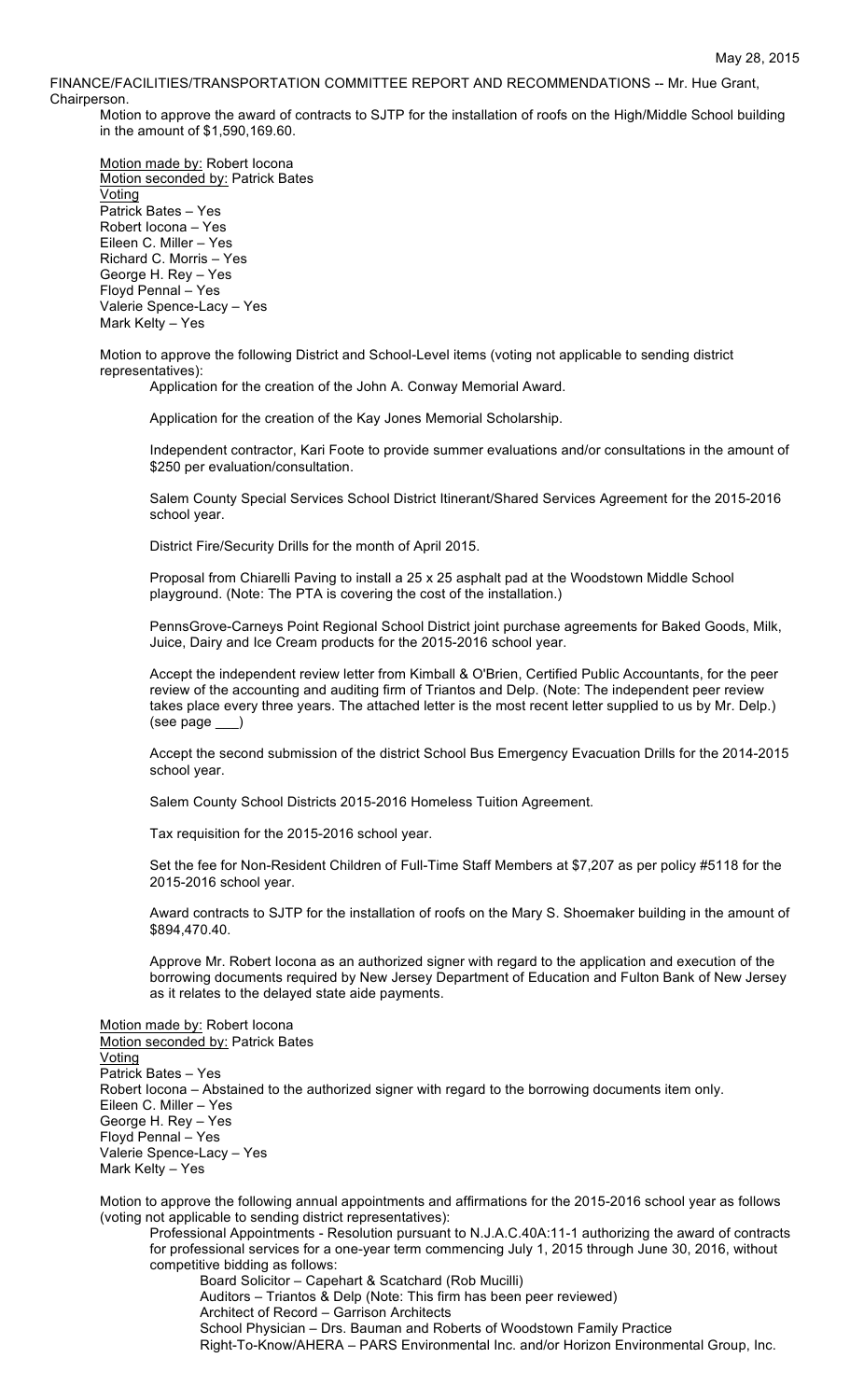FINANCE/FACILITIES/TRANSPORTATION COMMITTEE REPORT AND RECOMMENDATIONS -- Mr. Hue Grant, Chairperson.

Motion to approve the award of contracts to SJTP for the installation of roofs on the High/Middle School building in the amount of $1,590,169.60.

Motion made by: Robert Iocona
Motion seconded by: Patrick Bates
Voting
Patrick Bates – Yes
Robert Iocona – Yes
Eileen C. Miller – Yes
Richard C. Morris – Yes
George H. Rey – Yes
Floyd Pennal – Yes
Valerie Spence-Lacy – Yes
Mark Kelty – Yes

Motion to approve the following District and School-Level items (voting not applicable to sending district representatives):

Application for the creation of the John A. Conway Memorial Award.

Application for the creation of the Kay Jones Memorial Scholarship.

Independent contractor, Kari Foote to provide summer evaluations and/or consultations in the amount of $250 per evaluation/consultation.

Salem County Special Services School District Itinerant/Shared Services Agreement for the 2015-2016 school year.

District Fire/Security Drills for the month of April 2015.

Proposal from Chiarelli Paving to install a 25 x 25 asphalt pad at the Woodstown Middle School playground. (Note: The PTA is covering the cost of the installation.)

PennsGrove-Carneys Point Regional School District joint purchase agreements for Baked Goods, Milk, Juice, Dairy and Ice Cream products for the 2015-2016 school year.

Accept the independent review letter from Kimball & O'Brien, Certified Public Accountants, for the peer review of the accounting and auditing firm of Triantos and Delp. (Note: The independent peer review takes place every three years. The attached letter is the most recent letter supplied to us by Mr. Delp.) (see page ___)

Accept the second submission of the district School Bus Emergency Evacuation Drills for the 2014-2015 school year.

Salem County School Districts 2015-2016 Homeless Tuition Agreement.

Tax requisition for the 2015-2016 school year.

Set the fee for Non-Resident Children of Full-Time Staff Members at $7,207 as per policy #5118 for the 2015-2016 school year.

Award contracts to SJTP for the installation of roofs on the Mary S. Shoemaker building in the amount of $894,470.40.

Approve Mr. Robert Iocona as an authorized signer with regard to the application and execution of the borrowing documents required by New Jersey Department of Education and Fulton Bank of New Jersey as it relates to the delayed state aide payments.

Motion made by: Robert Iocona
Motion seconded by: Patrick Bates
Voting
Patrick Bates – Yes
Robert Iocona – Abstained to the authorized signer with regard to the borrowing documents item only.
Eileen C. Miller – Yes
George H. Rey – Yes
Floyd Pennal – Yes
Valerie Spence-Lacy – Yes
Mark Kelty – Yes

Motion to approve the following annual appointments and affirmations for the 2015-2016 school year as follows (voting not applicable to sending district representatives):

Professional Appointments - Resolution pursuant to N.J.A.C.40A:11-1 authorizing the award of contracts for professional services for a one-year term commencing July 1, 2015 through June 30, 2016, without competitive bidding as follows:

- Board Solicitor – Capehart & Scatchard (Rob Mucilli)
- Auditors – Triantos & Delp (Note: This firm has been peer reviewed)
- Architect of Record – Garrison Architects
- School Physician – Drs. Bauman and Roberts of Woodstown Family Practice
- Right-To-Know/AHERA – PARS Environmental Inc. and/or Horizon Environmental Group, Inc.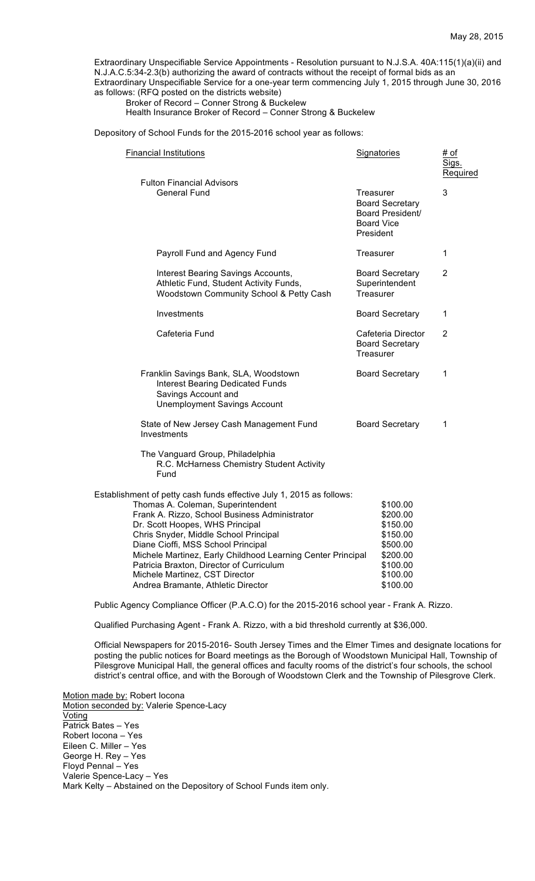May 28, 2015

Extraordinary Unspecifiable Service Appointments - Resolution pursuant to N.J.S.A. 40A:115(1)(a)(ii) and N.J.A.C.5:34-2.3(b) authorizing the award of contracts without the receipt of formal bids as an Extraordinary Unspecifiable Service for a one-year term commencing July 1, 2015 through June 30, 2016 as follows: (RFQ posted on the districts website)

Broker of Record – Conner Strong & Buckelew
Health Insurance Broker of Record – Conner Strong & Buckelew

Depository of School Funds for the 2015-2016 school year as follows:

| Financial Institutions | Signatories | # of Sigs. Required |
|---|---|---|
| Fulton Financial Advisors | | |
| General Fund | Treasurer<br>Board Secretary<br>Board President/<br>Board Vice President | 3 |
| Payroll Fund and Agency Fund | Treasurer | 1 |
| Interest Bearing Savings Accounts, Athletic Fund, Student Activity Funds, Woodstown Community School & Petty Cash | Board Secretary<br>Superintendent<br>Treasurer | 2 |
| Investments | Board Secretary | 1 |
| Cafeteria Fund | Cafeteria Director<br>Board Secretary<br>Treasurer | 2 |
| Franklin Savings Bank, SLA, Woodstown<br>Interest Bearing Dedicated Funds<br>Savings Account and<br>Unemployment Savings Account | Board Secretary | 1 |
| State of New Jersey Cash Management Fund Investments | Board Secretary | 1 |
| The Vanguard Group, Philadelphia<br>R.C. McHarness Chemistry Student Activity Fund | | |

Establishment of petty cash funds effective July 1, 2015 as follows:

| Name | Amount |
|---|---|
| Thomas A. Coleman, Superintendent | $100.00 |
| Frank A. Rizzo, School Business Administrator | $200.00 |
| Dr. Scott Hoopes, WHS Principal | $150.00 |
| Chris Snyder, Middle School Principal | $150.00 |
| Diane Cioffi, MSS School Principal | $500.00 |
| Michele Martinez, Early Childhood Learning Center Principal | $200.00 |
| Patricia Braxton, Director of Curriculum | $100.00 |
| Michele Martinez, CST Director | $100.00 |
| Andrea Bramante, Athletic Director | $100.00 |

Public Agency Compliance Officer (P.A.C.O) for the 2015-2016 school year - Frank A. Rizzo.

Qualified Purchasing Agent - Frank A. Rizzo, with a bid threshold currently at $36,000.

Official Newspapers for 2015-2016- South Jersey Times and the Elmer Times and designate locations for posting the public notices for Board meetings as the Borough of Woodstown Municipal Hall, Township of Pilesgrove Municipal Hall, the general offices and faculty rooms of the district's four schools, the school district's central office, and with the Borough of Woodstown Clerk and the Township of Pilesgrove Clerk.

Motion made by: Robert Iocona
Motion seconded by: Valerie Spence-Lacy
Voting
Patrick Bates – Yes
Robert Iocona – Yes
Eileen C. Miller – Yes
George H. Rey – Yes
Floyd Pennal – Yes
Valerie Spence-Lacy – Yes
Mark Kelty – Abstained on the Depository of School Funds item only.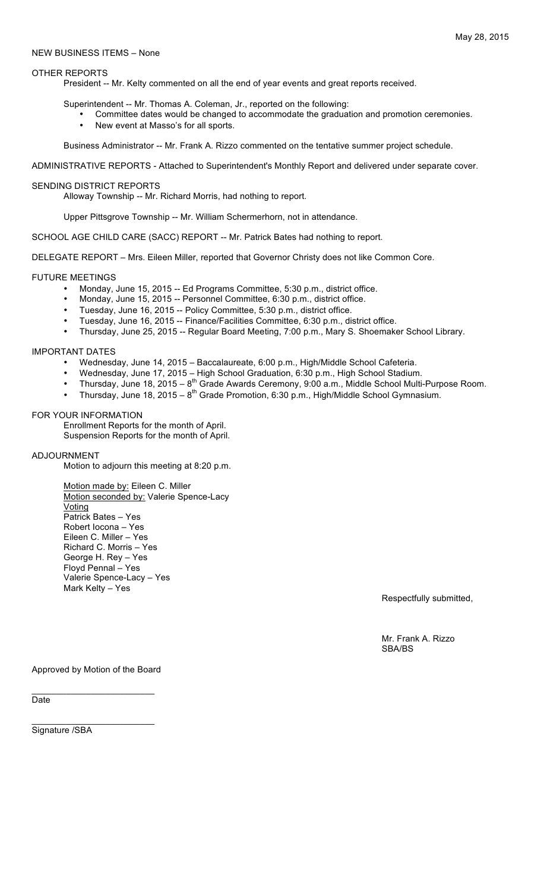May 28, 2015

NEW BUSINESS ITEMS – None

OTHER REPORTS

President -- Mr. Kelty commented on all the end of year events and great reports received.

Superintendent -- Mr. Thomas A. Coleman, Jr., reported on the following:

- Committee dates would be changed to accommodate the graduation and promotion ceremonies.
- New event at Masso's for all sports.

Business Administrator -- Mr. Frank A. Rizzo commented on the tentative summer project schedule.

ADMINISTRATIVE REPORTS - Attached to Superintendent's Monthly Report and delivered under separate cover.

SENDING DISTRICT REPORTS

Alloway Township -- Mr. Richard Morris, had nothing to report.

Upper Pittsgrove Township -- Mr. William Schermerhorn, not in attendance.

SCHOOL AGE CHILD CARE (SACC) REPORT -- Mr. Patrick Bates had nothing to report.

DELEGATE REPORT – Mrs. Eileen Miller, reported that Governor Christy does not like Common Core.

FUTURE MEETINGS

- Monday, June 15, 2015 -- Ed Programs Committee, 5:30 p.m., district office.
- Monday, June 15, 2015 -- Personnel Committee, 6:30 p.m., district office.
- Tuesday, June 16, 2015 -- Policy Committee, 5:30 p.m., district office.
- Tuesday, June 16, 2015 -- Finance/Facilities Committee, 6:30 p.m., district office.
- Thursday, June 25, 2015 -- Regular Board Meeting, 7:00 p.m., Mary S. Shoemaker School Library.

IMPORTANT DATES

- Wednesday, June 14, 2015 – Baccalaureate, 6:00 p.m., High/Middle School Cafeteria.
- Wednesday, June 17, 2015 – High School Graduation, 6:30 p.m., High School Stadium.
- Thursday, June 18, 2015 – 8th Grade Awards Ceremony, 9:00 a.m., Middle School Multi-Purpose Room.
- Thursday, June 18, 2015 – 8th Grade Promotion, 6:30 p.m., High/Middle School Gymnasium.

FOR YOUR INFORMATION

Enrollment Reports for the month of April.
Suspension Reports for the month of April.

ADJOURNMENT

Motion to adjourn this meeting at 8:20 p.m.

Motion made by: Eileen C. Miller
Motion seconded by: Valerie Spence-Lacy
Voting
Patrick Bates – Yes
Robert Iocona – Yes
Eileen C. Miller – Yes
Richard C. Morris – Yes
George H. Rey – Yes
Floyd Pennal – Yes
Valerie Spence-Lacy – Yes
Mark Kelty – Yes

Respectfully submitted,

Mr. Frank A. Rizzo
SBA/BS

Approved by Motion of the Board

_________________________
Date

_________________________
Signature /SBA